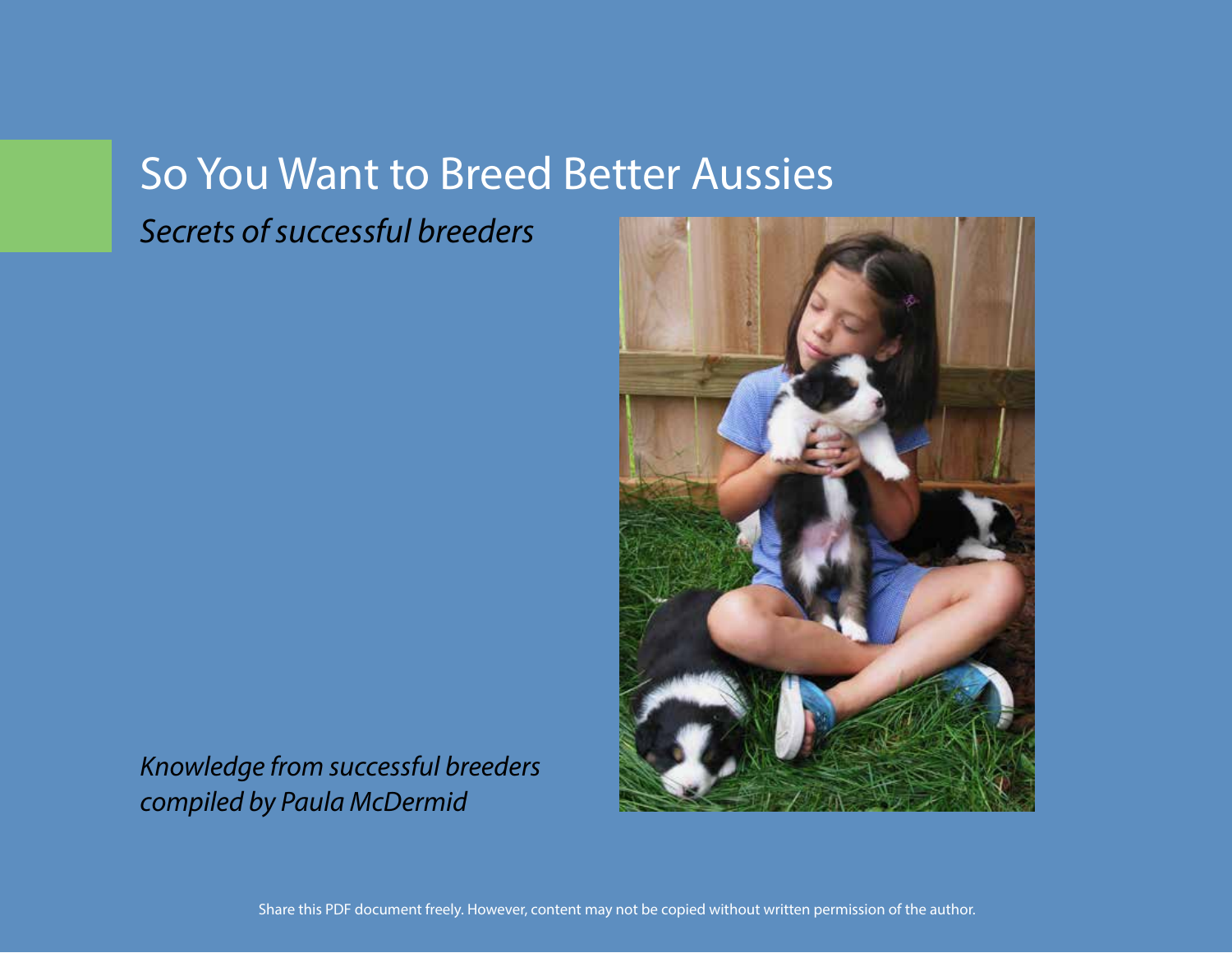# So You Want to Breed Better Aussies

*Secrets of successful breeders*

*Knowledge from successful breeders compiled by Paula McDermid*

Share this PDF document freely. However, content may not be copied without written permission of the author.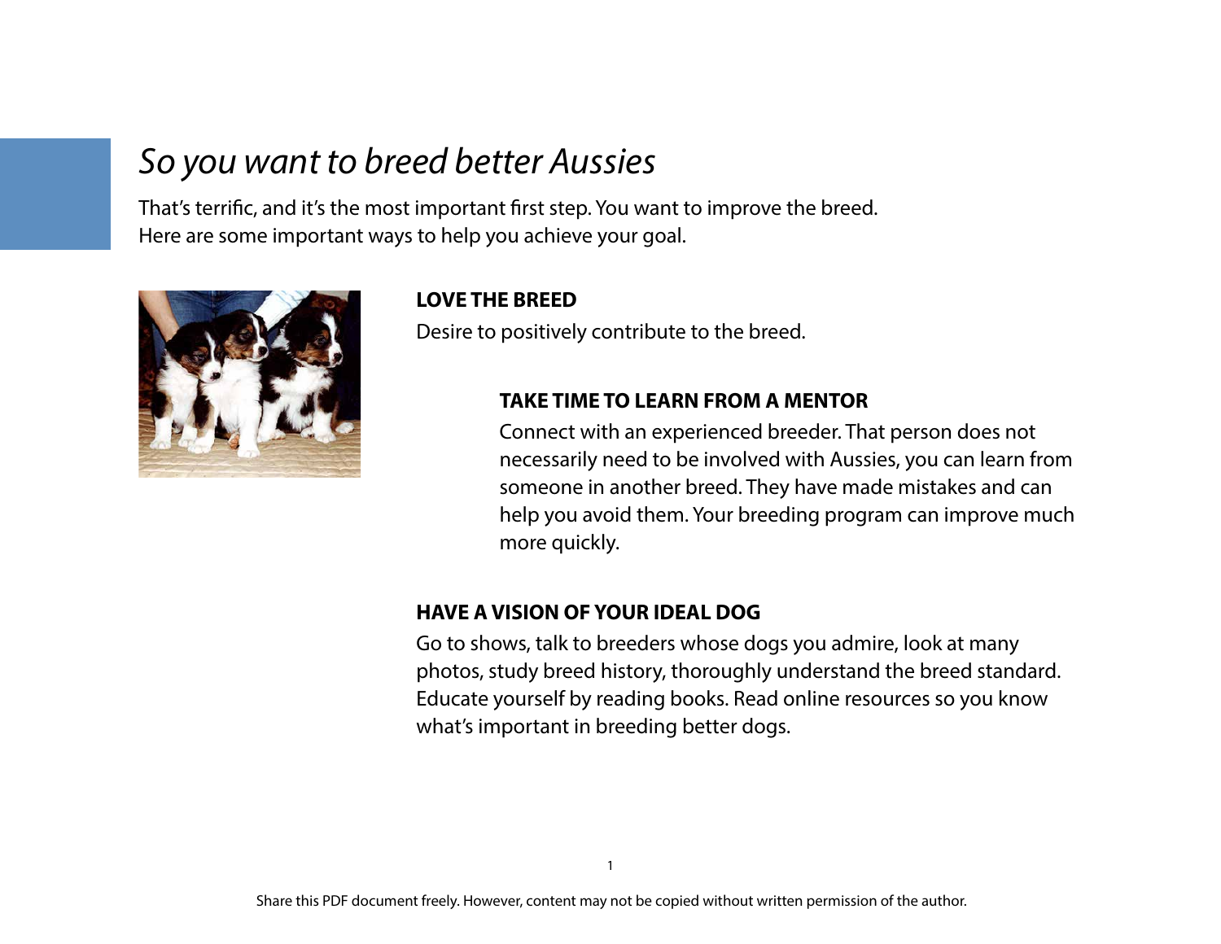# *So you want to breed better Aussies*

That's terrific, and it's the most important first step. You want to improve the breed. Here are some important ways to help you achieve your goal.

**LOVE THE BREED**

Desire to positively contribute to the breed.

**TAKE TIME TO LEARN FROM A MENTOR**

Connect with an experienced breeder. That person does not necessarily need to be involved with Aussies, you can learn from someone in another breed. They have made mistakes and can help you avoid them. Your breeding program can improve much more quickly.

**HAVE A VISION OF YOUR IDEAL DOG**

Go to shows, talk to breeders whose dogs you admire, look at many photos, study breed history, thoroughly understand the breed standard. Educate yourself by reading books. Read online resources so you know what's important in breeding better dogs.

Share this PDF document freely. However, content may not be copied without written permission of the author.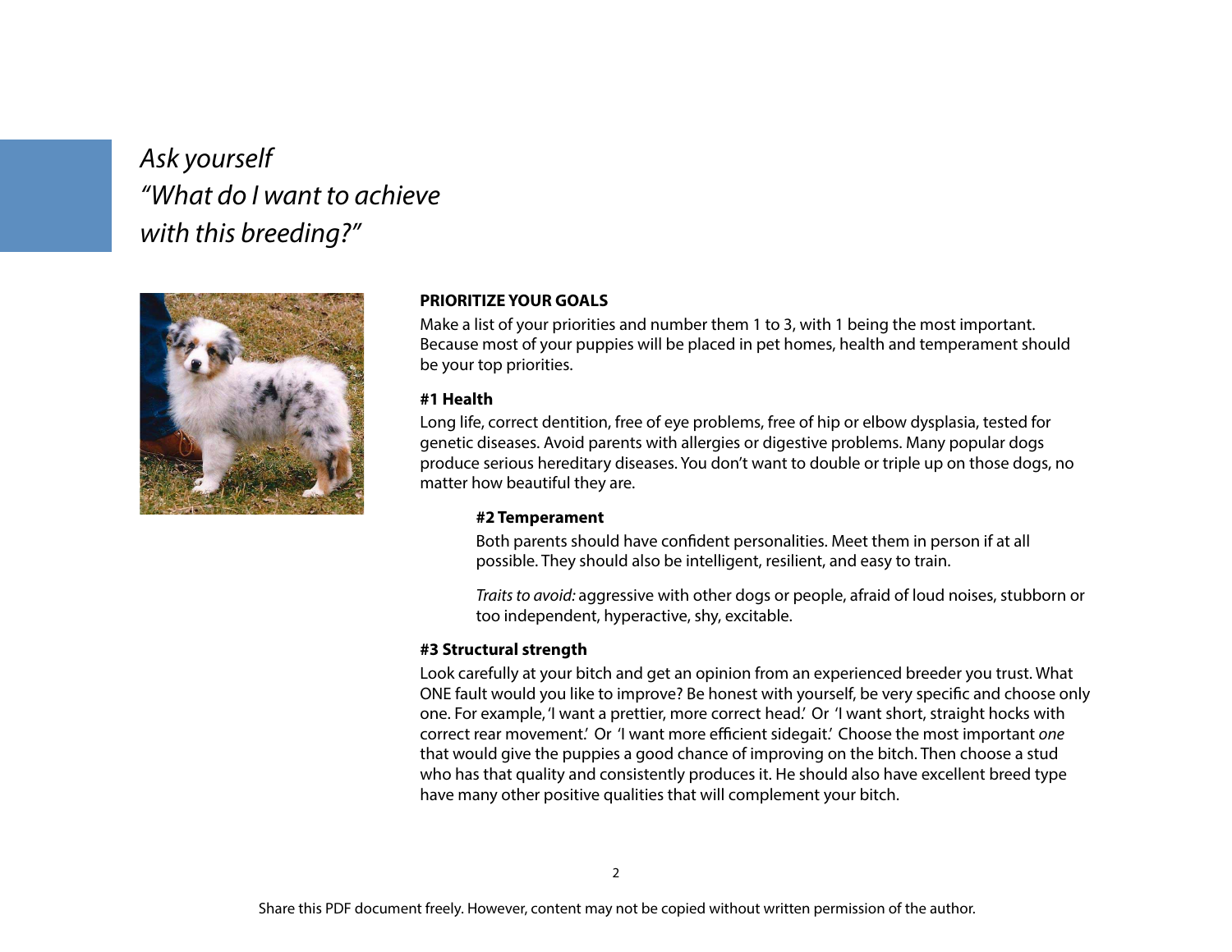*Ask yourself*
*"What do I want to achieve with this breeding?"*

**PRIORITIZE YOUR GOALS**

Make a list of your priorities and number them 1 to 3, with 1 being the most important. Because most of your puppies will be placed in pet homes, health and temperament should be your top priorities.

**#1 Health**

Long life, correct dentition, free of eye problems, free of hip or elbow dysplasia, tested for genetic diseases. Avoid parents with allergies or digestive problems. Many popular dogs produce serious hereditary diseases. You don't want to double or triple up on those dogs, no matter how beautiful they are.

**#2 Temperament**

Both parents should have confident personalities. Meet them in person if at all possible. They should also be intelligent, resilient, and easy to train.

*Traits to avoid:* aggressive with other dogs or people, afraid of loud noises, stubborn or too independent, hyperactive, shy, excitable.

**#3 Structural strength**

Look carefully at your bitch and get an opinion from an experienced breeder you trust. What ONE fault would you like to improve? Be honest with yourself, be very specific and choose only one. For example, 'I want a prettier, more correct head.' Or 'I want short, straight hocks with correct rear movement.' Or 'I want more efficient sidegait.' Choose the most important *one* that would give the puppies a good chance of improving on the bitch. Then choose a stud who has that quality and consistently produces it. He should also have excellent breed type have many other positive qualities that will complement your bitch.

Share this PDF document freely. However, content may not be copied without written permission of the author.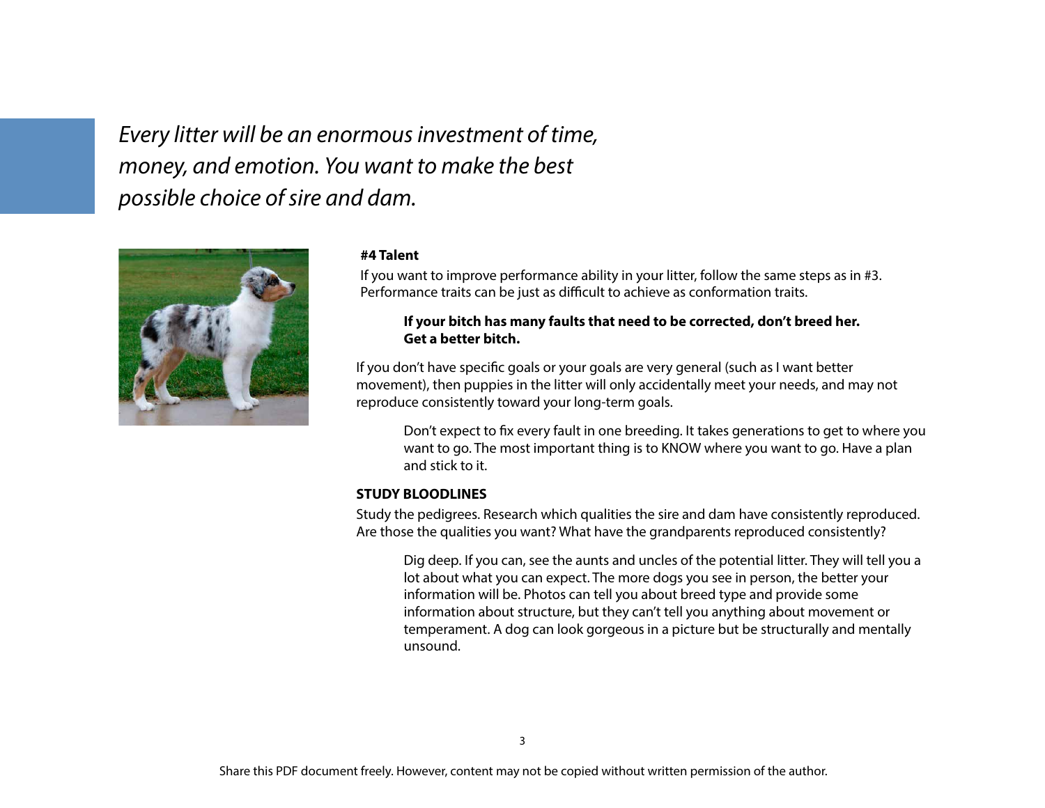*Every litter will be an enormous investment of time, money, and emotion. You want to make the best possible choice of sire and dam.*

**#4 Talent**

If you want to improve performance ability in your litter, follow the same steps as in #3. Performance traits can be just as difficult to achieve as conformation traits.

> **If your bitch has many faults that need to be corrected, don't breed her. Get a better bitch.**

If you don't have specific goals or your goals are very general (such as I want better movement), then puppies in the litter will only accidentally meet your needs, and may not reproduce consistently toward your long-term goals.

> Don't expect to fix every fault in one breeding. It takes generations to get to where you want to go. The most important thing is to KNOW where you want to go. Have a plan and stick to it.

**STUDY BLOODLINES**

Study the pedigrees. Research which qualities the sire and dam have consistently reproduced. Are those the qualities you want? What have the grandparents reproduced consistently?

> Dig deep. If you can, see the aunts and uncles of the potential litter. They will tell you a lot about what you can expect. The more dogs you see in person, the better your information will be. Photos can tell you about breed type and provide some information about structure, but they can't tell you anything about movement or temperament. A dog can look gorgeous in a picture but be structurally and mentally unsound.

Share this PDF document freely. However, content may not be copied without written permission of the author.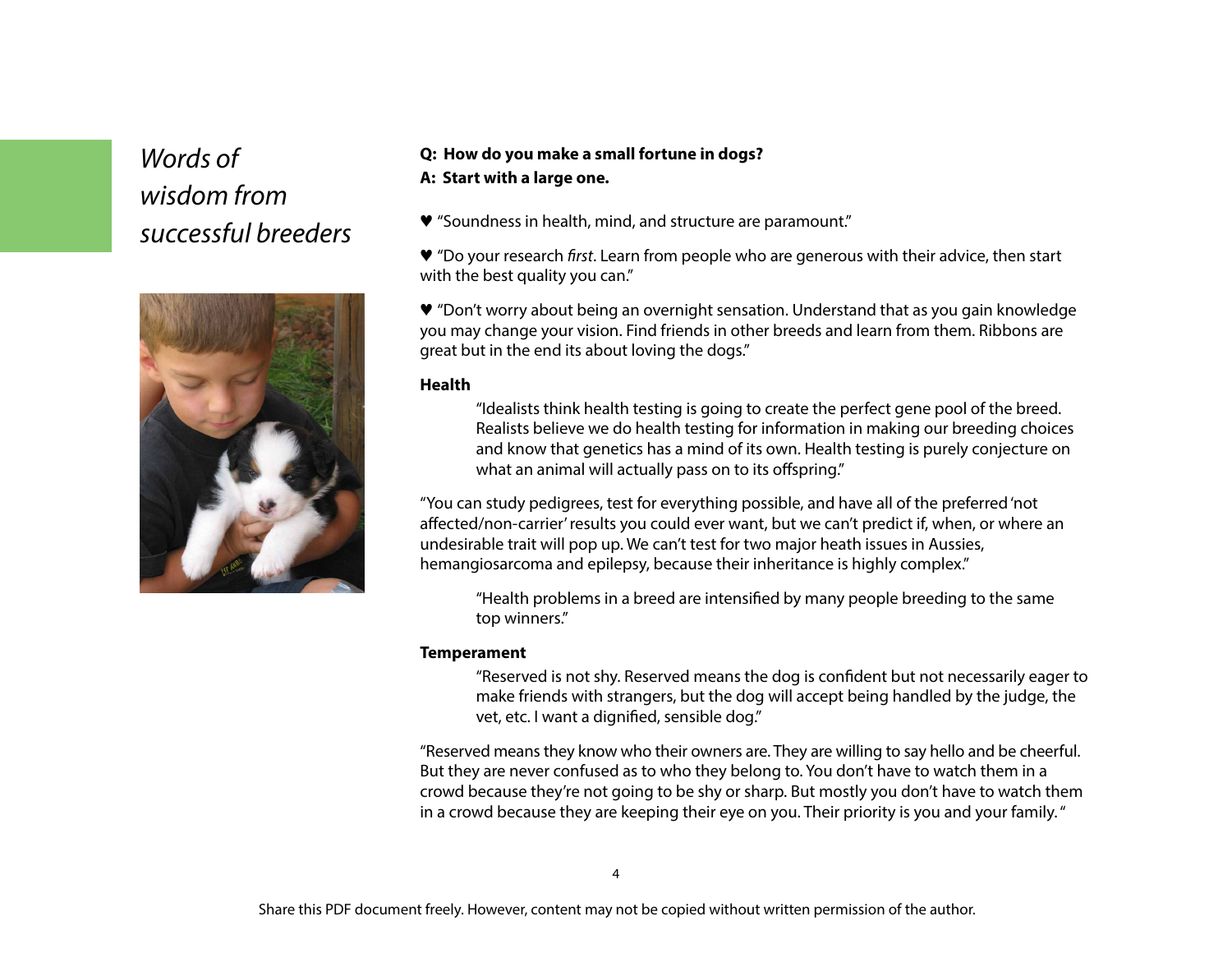## *Words of wisdom from successful breeders*

**Q: How do you make a small fortune in dogs?**

**A: Start with a large one.**

♥ "Soundness in health, mind, and structure are paramount."

♥ "Do your research *first*. Learn from people who are generous with their advice, then start with the best quality you can."

♥ "Don't worry about being an overnight sensation. Understand that as you gain knowledge you may change your vision. Find friends in other breeds and learn from them. Ribbons are great but in the end its about loving the dogs."

**Health**

> "Idealists think health testing is going to create the perfect gene pool of the breed. Realists believe we do health testing for information in making our breeding choices and know that genetics has a mind of its own. Health testing is purely conjecture on what an animal will actually pass on to its offspring."

"You can study pedigrees, test for everything possible, and have all of the preferred 'not affected/non-carrier' results you could ever want, but we can't predict if, when, or where an undesirable trait will pop up. We can't test for two major heath issues in Aussies, hemangiosarcoma and epilepsy, because their inheritance is highly complex."

> "Health problems in a breed are intensified by many people breeding to the same top winners."

**Temperament**

> "Reserved is not shy. Reserved means the dog is confident but not necessarily eager to make friends with strangers, but the dog will accept being handled by the judge, the vet, etc. I want a dignified, sensible dog."

"Reserved means they know who their owners are. They are willing to say hello and be cheerful. But they are never confused as to who they belong to. You don't have to watch them in a crowd because they're not going to be shy or sharp. But mostly you don't have to watch them in a crowd because they are keeping their eye on you. Their priority is you and your family."

Share this PDF document freely. However, content may not be copied without written permission of the author.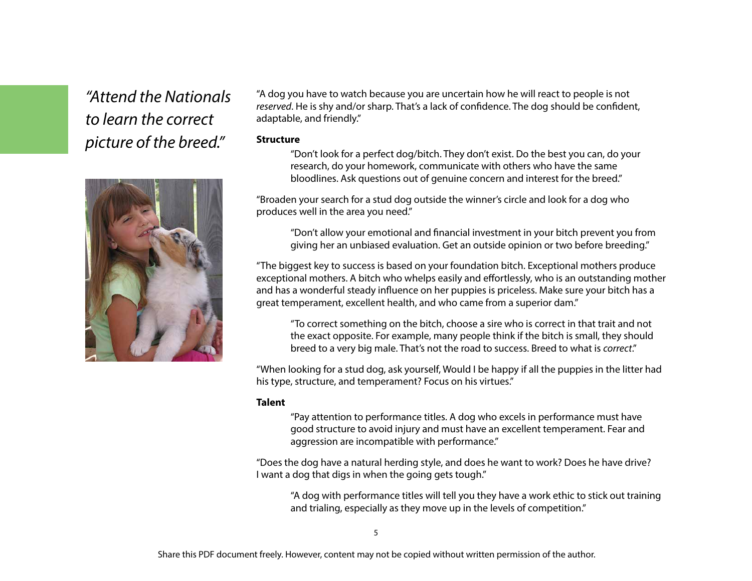*"Attend the Nationals to learn the correct picture of the breed."*

"A dog you have to watch because you are uncertain how he will react to people is not *reserved*. He is shy and/or sharp. That's a lack of confidence. The dog should be confident, adaptable, and friendly."

**Structure**

> "Don't look for a perfect dog/bitch. They don't exist. Do the best you can, do your research, do your homework, communicate with others who have the same bloodlines. Ask questions out of genuine concern and interest for the breed."

"Broaden your search for a stud dog outside the winner's circle and look for a dog who produces well in the area you need."

> "Don't allow your emotional and financial investment in your bitch prevent you from giving her an unbiased evaluation. Get an outside opinion or two before breeding."

"The biggest key to success is based on your foundation bitch. Exceptional mothers produce exceptional mothers. A bitch who whelps easily and effortlessly, who is an outstanding mother and has a wonderful steady influence on her puppies is priceless. Make sure your bitch has a great temperament, excellent health, and who came from a superior dam."

> "To correct something on the bitch, choose a sire who is correct in that trait and not the exact opposite. For example, many people think if the bitch is small, they should breed to a very big male. That's not the road to success. Breed to what is *correct*."

"When looking for a stud dog, ask yourself, Would I be happy if all the puppies in the litter had his type, structure, and temperament? Focus on his virtues."

**Talent**

> "Pay attention to performance titles. A dog who excels in performance must have good structure to avoid injury and must have an excellent temperament. Fear and aggression are incompatible with performance."

"Does the dog have a natural herding style, and does he want to work? Does he have drive? I want a dog that digs in when the going gets tough."

> "A dog with performance titles will tell you they have a work ethic to stick out training and trialing, especially as they move up in the levels of competition."

Share this PDF document freely. However, content may not be copied without written permission of the author.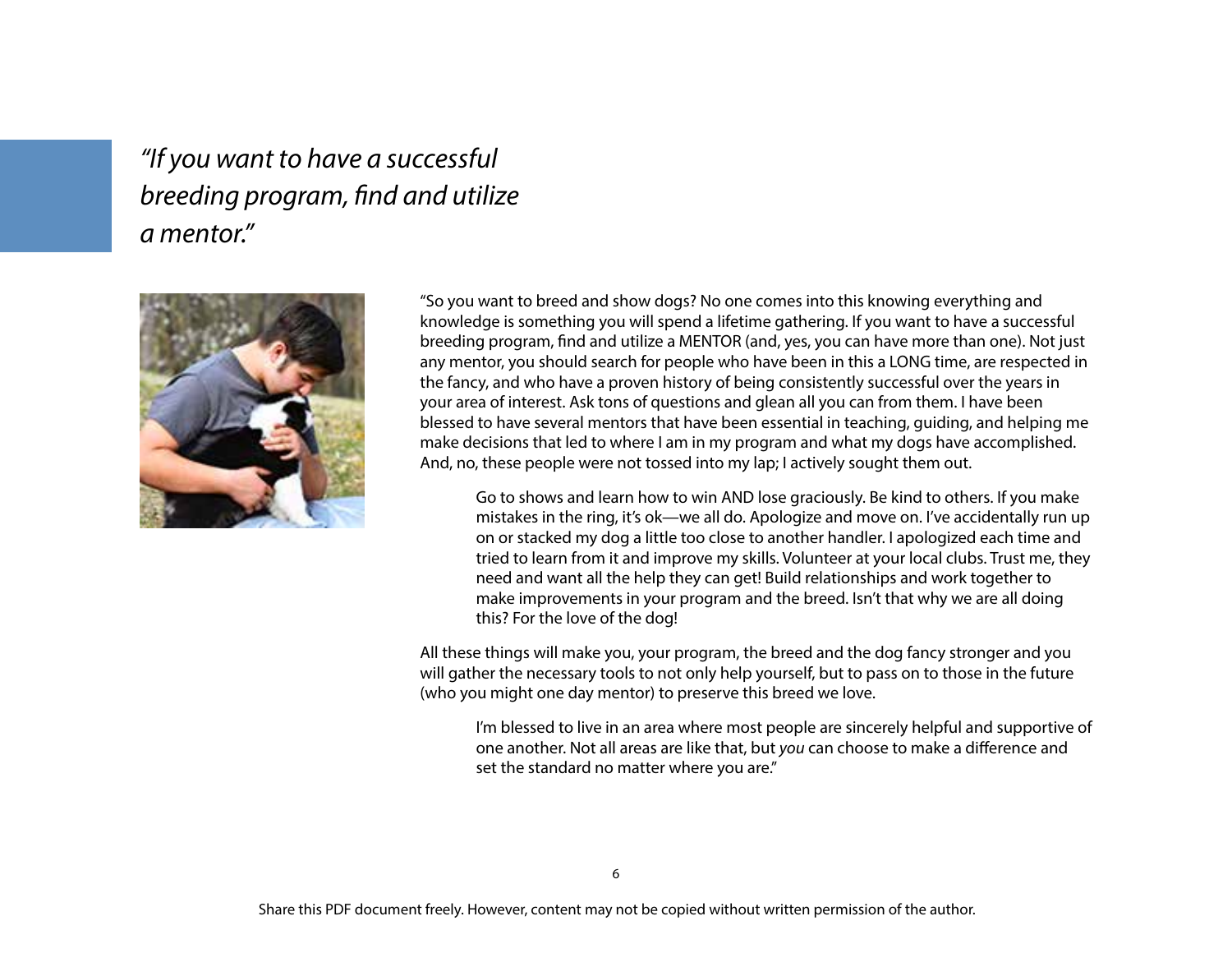*"If you want to have a successful breeding program, find and utilize a mentor."*

"So you want to breed and show dogs? No one comes into this knowing everything and knowledge is something you will spend a lifetime gathering. If you want to have a successful breeding program, find and utilize a MENTOR (and, yes, you can have more than one). Not just any mentor, you should search for people who have been in this a LONG time, are respected in the fancy, and who have a proven history of being consistently successful over the years in your area of interest. Ask tons of questions and glean all you can from them. I have been blessed to have several mentors that have been essential in teaching, guiding, and helping me make decisions that led to where I am in my program and what my dogs have accomplished. And, no, these people were not tossed into my lap; I actively sought them out.

Go to shows and learn how to win AND lose graciously. Be kind to others. If you make mistakes in the ring, it's ok—we all do. Apologize and move on. I've accidentally run up on or stacked my dog a little too close to another handler. I apologized each time and tried to learn from it and improve my skills. Volunteer at your local clubs. Trust me, they need and want all the help they can get! Build relationships and work together to make improvements in your program and the breed. Isn't that why we are all doing this? For the love of the dog!

All these things will make you, your program, the breed and the dog fancy stronger and you will gather the necessary tools to not only help yourself, but to pass on to those in the future (who you might one day mentor) to preserve this breed we love.

I'm blessed to live in an area where most people are sincerely helpful and supportive of one another. Not all areas are like that, but *you* can choose to make a difference and set the standard no matter where you are."

Share this PDF document freely. However, content may not be copied without written permission of the author.